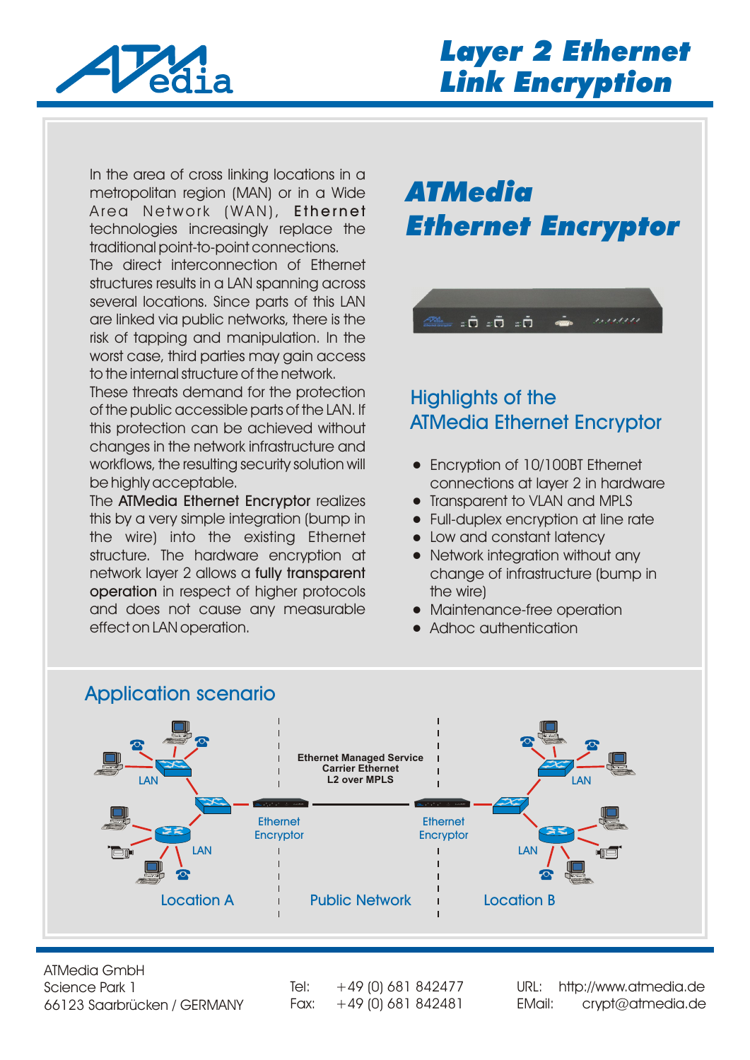# Layer 2 Ethernet Link Encryption

In the area of cross linking locations in a metropolitan region (MAN) or in a Wide Area Network (WAN), Ethernet technologies increasingly replace the traditional point-to-point connections.

The direct interconnection of Ethernet structures results in a LAN spanning across several locations. Since parts of this LAN are linked via public networks, there is the risk of tapping and manipulation. In the worst case, third parties may gain access to the internal structure of the network.

These threats demand for the protection of the public accessible parts of the LAN. If this protection can be achieved without changes in the network infrastructure and workflows, the resulting security solution will be highly acceptable.

The **ATMedia Ethernet Encryptor** realizes this by a very simple integration (bump in the wire) into the existing Ethernet structure. The hardware encryption at network layer 2 allows a **fully transparent operation** in respect of higher protocols and does not cause any measurable effect on LAN operation.

## ATMedia Ethernet Encryptor

### Highlights of the ATMedia Ethernet Encryptor

- Encryption of 10/100BT Ethernet connections at layer 2 in hardware
- Transparent to VLAN and MPLS
- Full-duplex encryption at line rate
- Low and constant latency
- Network integration without any change of infrastructure (bump in the wire)
- Maintenance-free operation
- Adhoc authentication

## Application scenario

Ethernet Managed Service
Carrier Ethernet
L2 over MPLS

LAN — Ethernet Encryptor — Ethernet Encryptor — LAN

Location A | Public Network | Location B

ATMedia GmbH
Science Park 1
66123 Saarbrücken / GERMANY

Tel: +49 (0) 681 842477
Fax: +49 (0) 681 842481

URL: http://www.atmedia.de
EMail: crypt@atmedia.de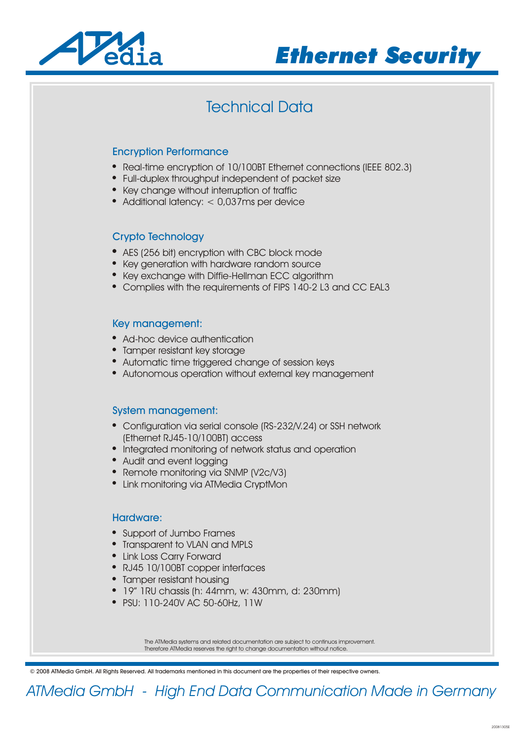# Ethernet Security

## Technical Data

### Encryption Performance

- Real-time encryption of 10/100BT Ethernet connections (IEEE 802.3)
- Full-duplex throughput independent of packet size
- Key change without interruption of traffic
- Additional latency: < 0,037ms per device

### Crypto Technology

- AES (256 bit) encryption with CBC block mode
- Key generation with hardware random source
- Key exchange with Diffie-Hellman ECC algorithm
- Complies with the requirements of FIPS 140-2 L3 and CC EAL3

### Key management:

- Ad-hoc device authentication
- Tamper resistant key storage
- Automatic time triggered change of session keys
- Autonomous operation without external key management

### System management:

- Configuration via serial console (RS-232/V.24) or SSH network (Ethernet RJ45-10/100BT) access
- Integrated monitoring of network status and operation
- Audit and event logging
- Remote monitoring via SNMP (V2c/V3)
- Link monitoring via ATMedia CryptMon

### Hardware:

- Support of Jumbo Frames
- Transparent to VLAN and MPLS
- Link Loss Carry Forward
- RJ45 10/100BT copper interfaces
- Tamper resistant housing
- 19" 1RU chassis (h: 44mm, w: 430mm, d: 230mm)
- PSU: 110-240V AC 50-60Hz, 11W

The ATMedia systems and related documentation are subject to continuos improvement. Therefore ATMedia reserves the right to change documentation without notice.

© 2008 ATMedia GmbH. All Rights Reserved. All trademarks mentioned in this document are the properties of their respective owners.

*ATMedia GmbH - High End Data Communication Made in Germany*

20081305E